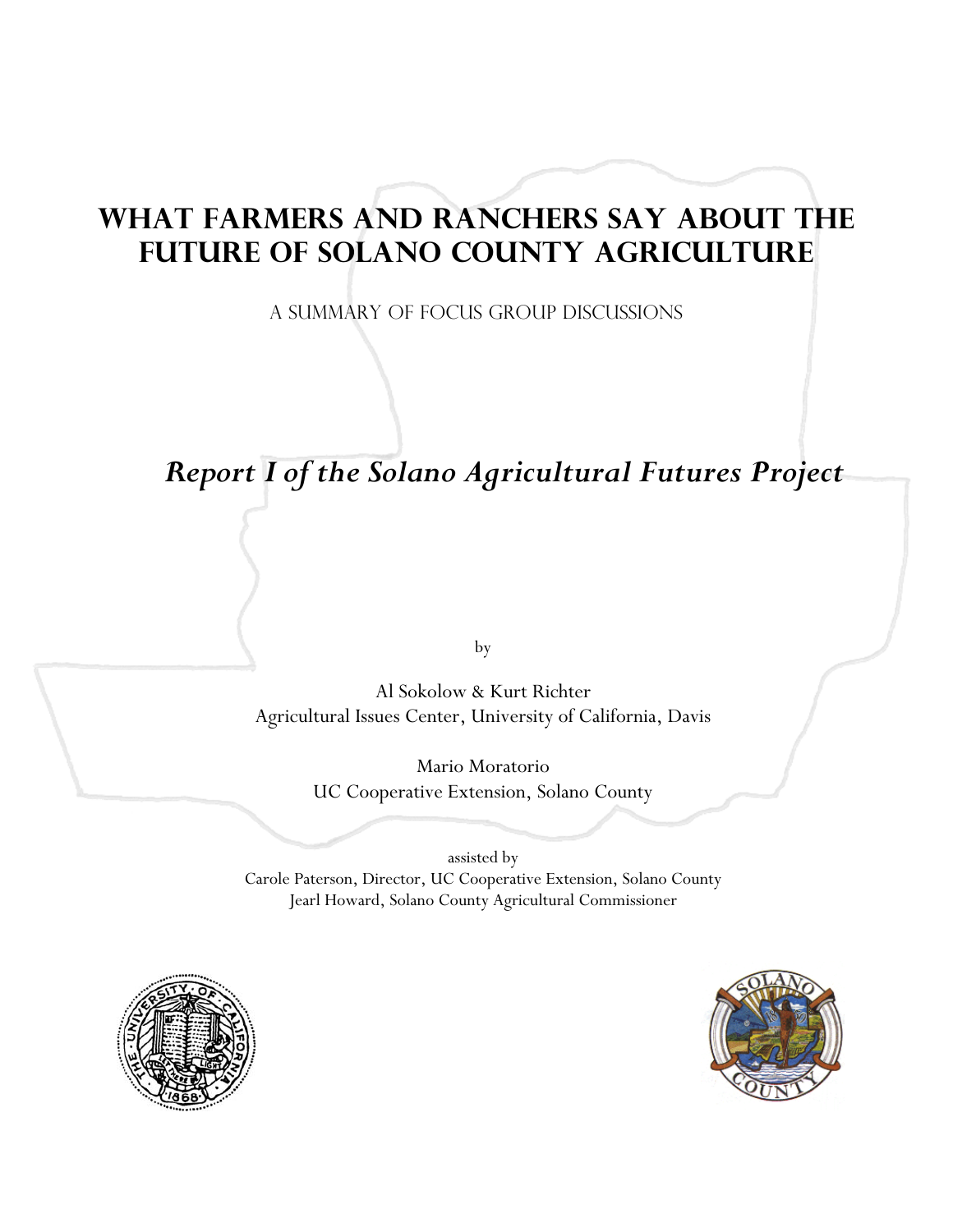# WHAT FARMERS AND RANCHERS SAY ABOUT THE FUTURE OF SOLANO COUNTY AGRICULTURE

A SUMMARY OF FOCUS GROUP DISCUSSIONS

## *Report I of the Solano Agricultural Futures Project*

by

Al Sokolow & Kurt Richter
Agricultural Issues Center, University of California, Davis

Mario Moratorio
UC Cooperative Extension, Solano County

assisted by
Carole Paterson, Director, UC Cooperative Extension, Solano County
Jearl Howard, Solano County Agricultural Commissioner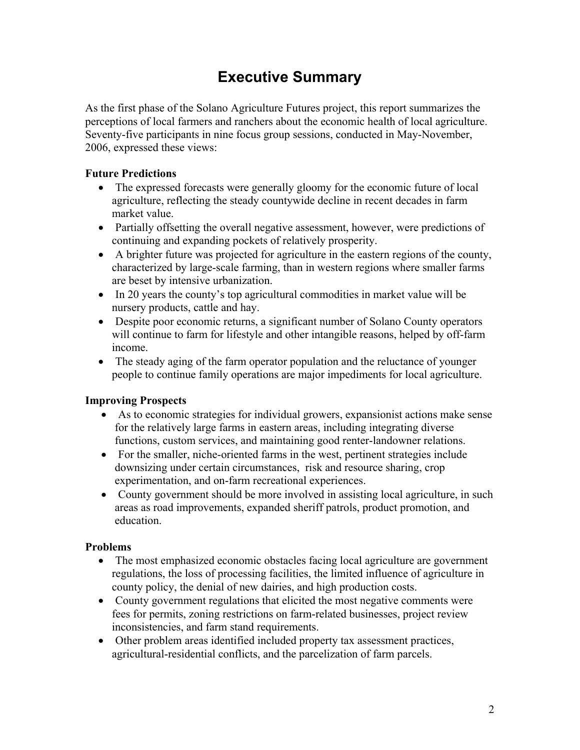# Executive Summary

As the first phase of the Solano Agriculture Futures project, this report summarizes the perceptions of local farmers and ranchers about the economic health of local agriculture. Seventy-five participants in nine focus group sessions, conducted in May-November, 2006, expressed these views:

**Future Predictions**

- The expressed forecasts were generally gloomy for the economic future of local agriculture, reflecting the steady countywide decline in recent decades in farm market value.
- Partially offsetting the overall negative assessment, however, were predictions of continuing and expanding pockets of relatively prosperity.
- A brighter future was projected for agriculture in the eastern regions of the county, characterized by large-scale farming, than in western regions where smaller farms are beset by intensive urbanization.
- In 20 years the county's top agricultural commodities in market value will be nursery products, cattle and hay.
- Despite poor economic returns, a significant number of Solano County operators will continue to farm for lifestyle and other intangible reasons, helped by off-farm income.
- The steady aging of the farm operator population and the reluctance of younger people to continue family operations are major impediments for local agriculture.

**Improving Prospects**

- As to economic strategies for individual growers, expansionist actions make sense for the relatively large farms in eastern areas, including integrating diverse functions, custom services, and maintaining good renter-landowner relations.
- For the smaller, niche-oriented farms in the west, pertinent strategies include downsizing under certain circumstances, risk and resource sharing, crop experimentation, and on-farm recreational experiences.
- County government should be more involved in assisting local agriculture, in such areas as road improvements, expanded sheriff patrols, product promotion, and education.

**Problems**

- The most emphasized economic obstacles facing local agriculture are government regulations, the loss of processing facilities, the limited influence of agriculture in county policy, the denial of new dairies, and high production costs.
- County government regulations that elicited the most negative comments were fees for permits, zoning restrictions on farm-related businesses, project review inconsistencies, and farm stand requirements.
- Other problem areas identified included property tax assessment practices, agricultural-residential conflicts, and the parcelization of farm parcels.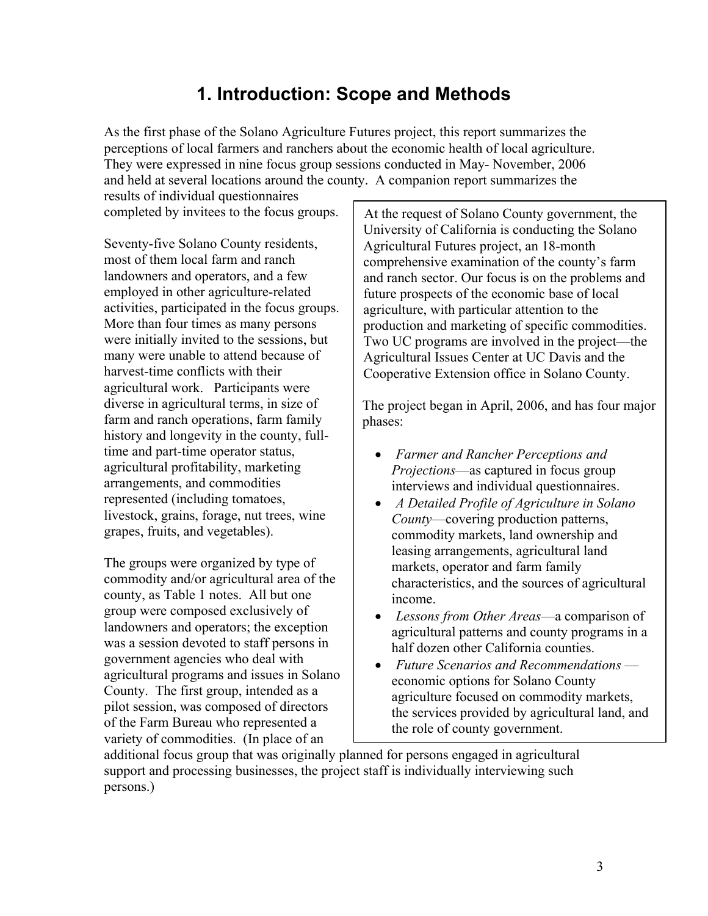# 1. Introduction: Scope and Methods

As the first phase of the Solano Agriculture Futures project, this report summarizes the perceptions of local farmers and ranchers about the economic health of local agriculture. They were expressed in nine focus group sessions conducted in May- November, 2006 and held at several locations around the county. A companion report summarizes the results of individual questionnaires completed by invitees to the focus groups.

Seventy-five Solano County residents, most of them local farm and ranch landowners and operators, and a few employed in other agriculture-related activities, participated in the focus groups. More than four times as many persons were initially invited to the sessions, but many were unable to attend because of harvest-time conflicts with their agricultural work. Participants were diverse in agricultural terms, in size of farm and ranch operations, farm family history and longevity in the county, full-time and part-time operator status, agricultural profitability, marketing arrangements, and commodities represented (including tomatoes, livestock, grains, forage, nut trees, wine grapes, fruits, and vegetables).

The groups were organized by type of commodity and/or agricultural area of the county, as Table 1 notes. All but one group were composed exclusively of landowners and operators; the exception was a session devoted to staff persons in government agencies who deal with agricultural programs and issues in Solano County. The first group, intended as a pilot session, was composed of directors of the Farm Bureau who represented a variety of commodities. (In place of an additional focus group that was originally planned for persons engaged in agricultural support and processing businesses, the project staff is individually interviewing such persons.)

> At the request of Solano County government, the University of California is conducting the Solano Agricultural Futures project, an 18-month comprehensive examination of the county's farm and ranch sector. Our focus is on the problems and future prospects of the economic base of local agriculture, with particular attention to the production and marketing of specific commodities. Two UC programs are involved in the project—the Agricultural Issues Center at UC Davis and the Cooperative Extension office in Solano County.
>
> The project began in April, 2006, and has four major phases:
>
> - *Farmer and Rancher Perceptions and Projections*—as captured in focus group interviews and individual questionnaires.
> - *A Detailed Profile of Agriculture in Solano County*—covering production patterns, commodity markets, land ownership and leasing arrangements, agricultural land markets, operator and farm family characteristics, and the sources of agricultural income.
> - *Lessons from Other Areas*—a comparison of agricultural patterns and county programs in a half dozen other California counties.
> - *Future Scenarios and Recommendations* — economic options for Solano County agriculture focused on commodity markets, the services provided by agricultural land, and the role of county government.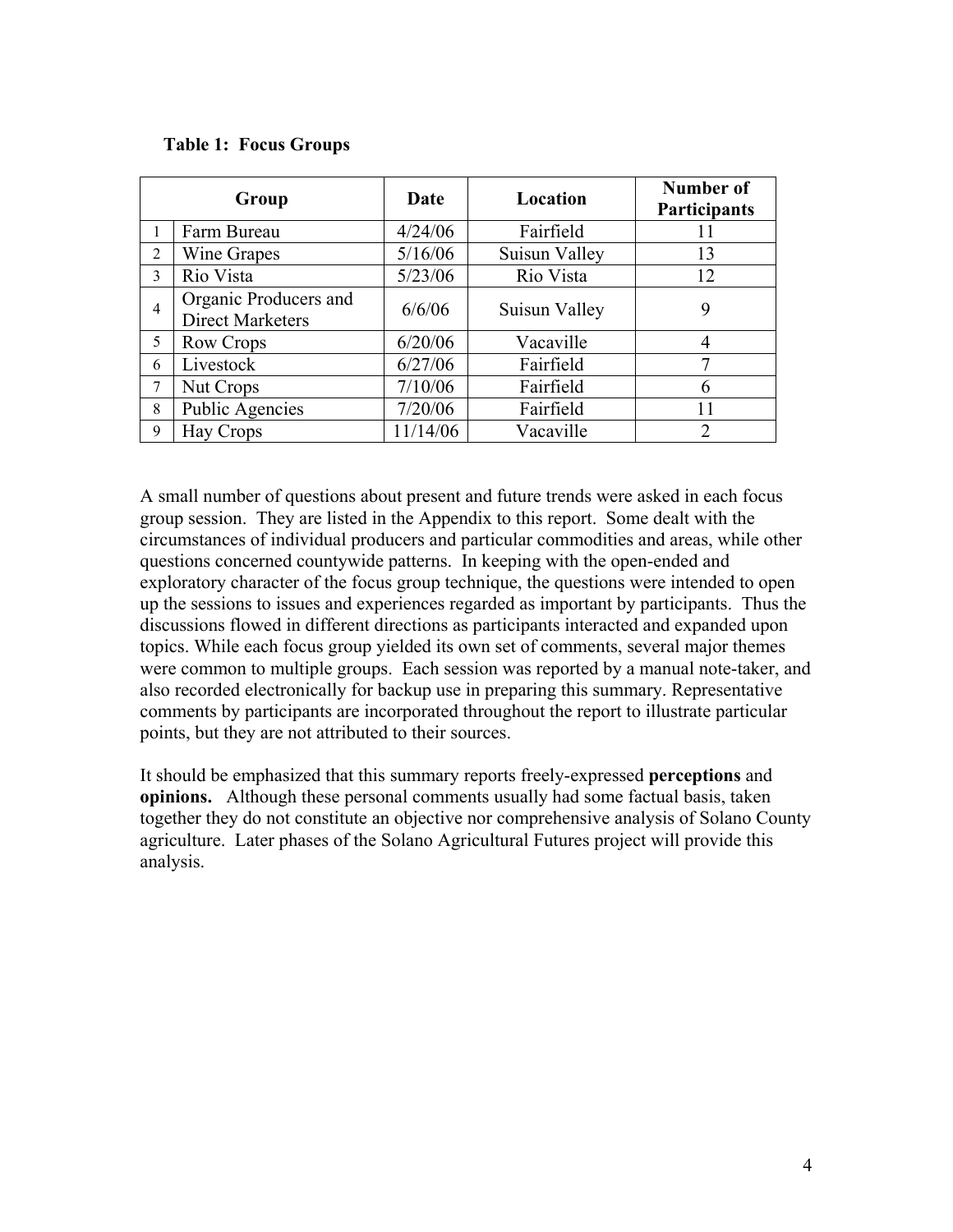**Table 1: Focus Groups**

| | Group | Date | Location | Number of Participants |
|---|---|---|---|---|
| 1 | Farm Bureau | 4/24/06 | Fairfield | 11 |
| 2 | Wine Grapes | 5/16/06 | Suisun Valley | 13 |
| 3 | Rio Vista | 5/23/06 | Rio Vista | 12 |
| 4 | Organic Producers and Direct Marketers | 6/6/06 | Suisun Valley | 9 |
| 5 | Row Crops | 6/20/06 | Vacaville | 4 |
| 6 | Livestock | 6/27/06 | Fairfield | 7 |
| 7 | Nut Crops | 7/10/06 | Fairfield | 6 |
| 8 | Public Agencies | 7/20/06 | Fairfield | 11 |
| 9 | Hay Crops | 11/14/06 | Vacaville | 2 |

A small number of questions about present and future trends were asked in each focus group session. They are listed in the Appendix to this report. Some dealt with the circumstances of individual producers and particular commodities and areas, while other questions concerned countywide patterns. In keeping with the open-ended and exploratory character of the focus group technique, the questions were intended to open up the sessions to issues and experiences regarded as important by participants. Thus the discussions flowed in different directions as participants interacted and expanded upon topics. While each focus group yielded its own set of comments, several major themes were common to multiple groups. Each session was reported by a manual note-taker, and also recorded electronically for backup use in preparing this summary. Representative comments by participants are incorporated throughout the report to illustrate particular points, but they are not attributed to their sources.

It should be emphasized that this summary reports freely-expressed **perceptions** and **opinions.** Although these personal comments usually had some factual basis, taken together they do not constitute an objective nor comprehensive analysis of Solano County agriculture. Later phases of the Solano Agricultural Futures project will provide this analysis.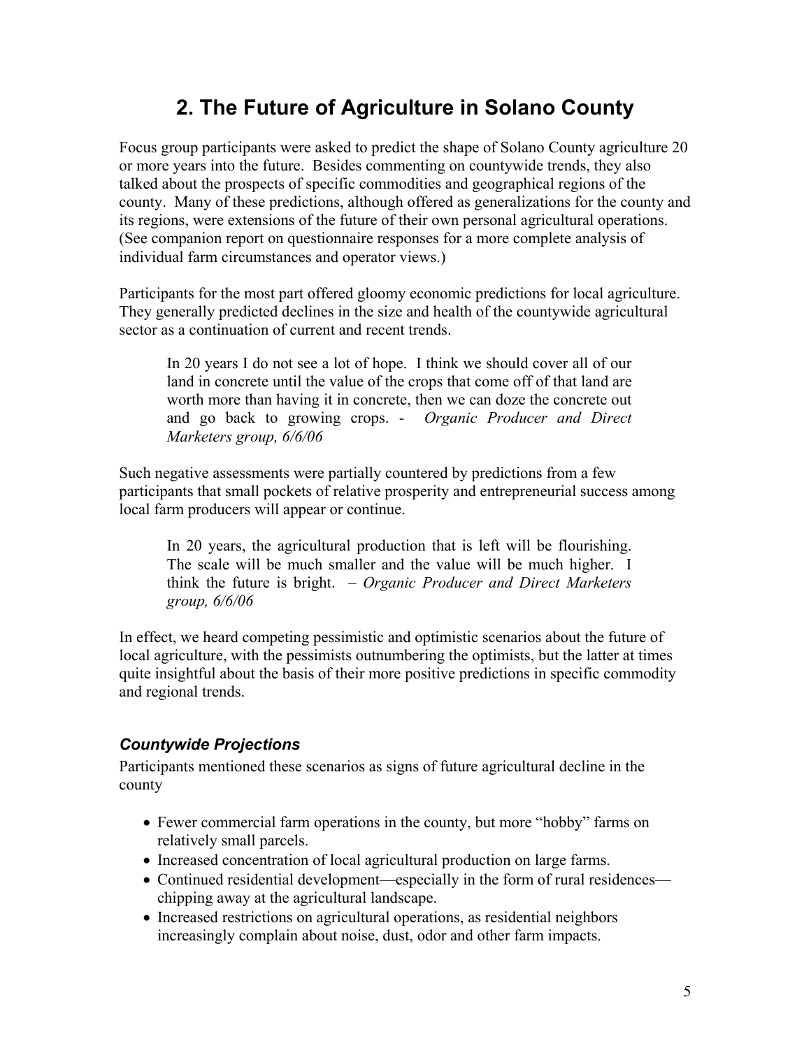## 2. The Future of Agriculture in Solano County

Focus group participants were asked to predict the shape of Solano County agriculture 20 or more years into the future. Besides commenting on countywide trends, they also talked about the prospects of specific commodities and geographical regions of the county. Many of these predictions, although offered as generalizations for the county and its regions, were extensions of the future of their own personal agricultural operations. (See companion report on questionnaire responses for a more complete analysis of individual farm circumstances and operator views.)

Participants for the most part offered gloomy economic predictions for local agriculture. They generally predicted declines in the size and health of the countywide agricultural sector as a continuation of current and recent trends.

> In 20 years I do not see a lot of hope. I think we should cover all of our land in concrete until the value of the crops that come off of that land are worth more than having it in concrete, then we can doze the concrete out and go back to growing crops. - *Organic Producer and Direct Marketers group, 6/6/06*

Such negative assessments were partially countered by predictions from a few participants that small pockets of relative prosperity and entrepreneurial success among local farm producers will appear or continue.

> In 20 years, the agricultural production that is left will be flourishing. The scale will be much smaller and the value will be much higher. I think the future is bright. – *Organic Producer and Direct Marketers group, 6/6/06*

In effect, we heard competing pessimistic and optimistic scenarios about the future of local agriculture, with the pessimists outnumbering the optimists, but the latter at times quite insightful about the basis of their more positive predictions in specific commodity and regional trends.

### *Countywide Projections*

Participants mentioned these scenarios as signs of future agricultural decline in the county

- Fewer commercial farm operations in the county, but more "hobby" farms on relatively small parcels.
- Increased concentration of local agricultural production on large farms.
- Continued residential development—especially in the form of rural residences—chipping away at the agricultural landscape.
- Increased restrictions on agricultural operations, as residential neighbors increasingly complain about noise, dust, odor and other farm impacts.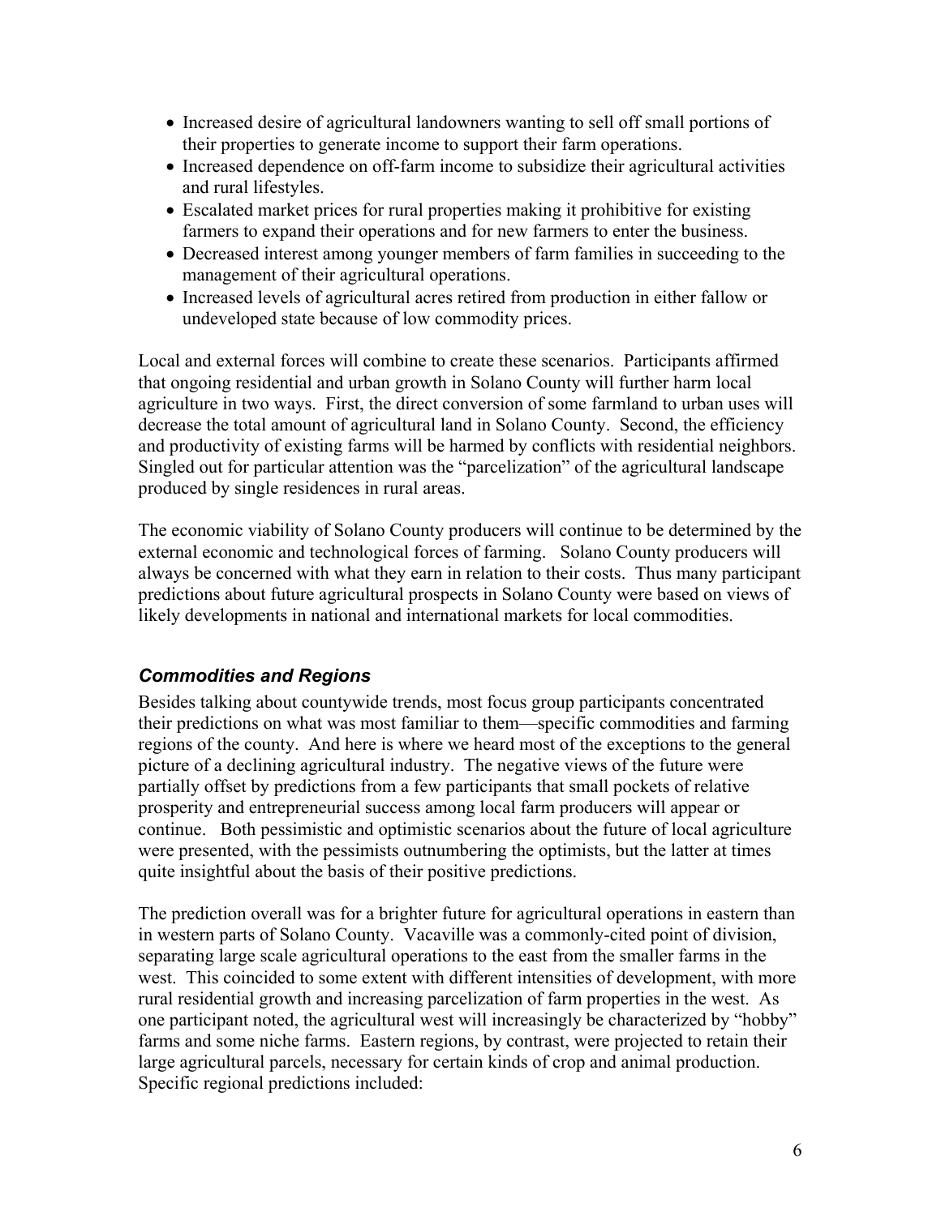- Increased desire of agricultural landowners wanting to sell off small portions of their properties to generate income to support their farm operations.
- Increased dependence on off-farm income to subsidize their agricultural activities and rural lifestyles.
- Escalated market prices for rural properties making it prohibitive for existing farmers to expand their operations and for new farmers to enter the business.
- Decreased interest among younger members of farm families in succeeding to the management of their agricultural operations.
- Increased levels of agricultural acres retired from production in either fallow or undeveloped state because of low commodity prices.

Local and external forces will combine to create these scenarios. Participants affirmed that ongoing residential and urban growth in Solano County will further harm local agriculture in two ways. First, the direct conversion of some farmland to urban uses will decrease the total amount of agricultural land in Solano County. Second, the efficiency and productivity of existing farms will be harmed by conflicts with residential neighbors. Singled out for particular attention was the "parcelization" of the agricultural landscape produced by single residences in rural areas.

The economic viability of Solano County producers will continue to be determined by the external economic and technological forces of farming. Solano County producers will always be concerned with what they earn in relation to their costs. Thus many participant predictions about future agricultural prospects in Solano County were based on views of likely developments in national and international markets for local commodities.

### *Commodities and Regions*

Besides talking about countywide trends, most focus group participants concentrated their predictions on what was most familiar to them—specific commodities and farming regions of the county. And here is where we heard most of the exceptions to the general picture of a declining agricultural industry. The negative views of the future were partially offset by predictions from a few participants that small pockets of relative prosperity and entrepreneurial success among local farm producers will appear or continue. Both pessimistic and optimistic scenarios about the future of local agriculture were presented, with the pessimists outnumbering the optimists, but the latter at times quite insightful about the basis of their positive predictions.

The prediction overall was for a brighter future for agricultural operations in eastern than in western parts of Solano County. Vacaville was a commonly-cited point of division, separating large scale agricultural operations to the east from the smaller farms in the west. This coincided to some extent with different intensities of development, with more rural residential growth and increasing parcelization of farm properties in the west. As one participant noted, the agricultural west will increasingly be characterized by "hobby" farms and some niche farms. Eastern regions, by contrast, were projected to retain their large agricultural parcels, necessary for certain kinds of crop and animal production. Specific regional predictions included: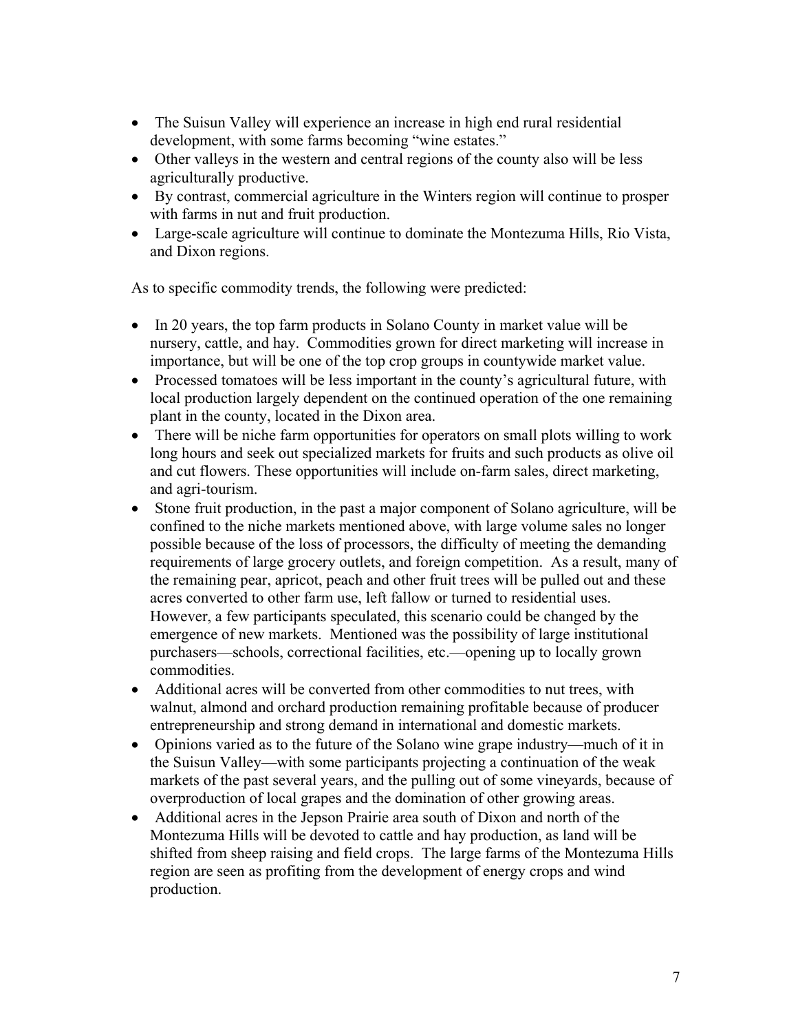- The Suisun Valley will experience an increase in high end rural residential development, with some farms becoming "wine estates."
- Other valleys in the western and central regions of the county also will be less agriculturally productive.
- By contrast, commercial agriculture in the Winters region will continue to prosper with farms in nut and fruit production.
- Large-scale agriculture will continue to dominate the Montezuma Hills, Rio Vista, and Dixon regions.

As to specific commodity trends, the following were predicted:

- In 20 years, the top farm products in Solano County in market value will be nursery, cattle, and hay. Commodities grown for direct marketing will increase in importance, but will be one of the top crop groups in countywide market value.
- Processed tomatoes will be less important in the county's agricultural future, with local production largely dependent on the continued operation of the one remaining plant in the county, located in the Dixon area.
- There will be niche farm opportunities for operators on small plots willing to work long hours and seek out specialized markets for fruits and such products as olive oil and cut flowers. These opportunities will include on-farm sales, direct marketing, and agri-tourism.
- Stone fruit production, in the past a major component of Solano agriculture, will be confined to the niche markets mentioned above, with large volume sales no longer possible because of the loss of processors, the difficulty of meeting the demanding requirements of large grocery outlets, and foreign competition. As a result, many of the remaining pear, apricot, peach and other fruit trees will be pulled out and these acres converted to other farm use, left fallow or turned to residential uses. However, a few participants speculated, this scenario could be changed by the emergence of new markets. Mentioned was the possibility of large institutional purchasers—schools, correctional facilities, etc.—opening up to locally grown commodities.
- Additional acres will be converted from other commodities to nut trees, with walnut, almond and orchard production remaining profitable because of producer entrepreneurship and strong demand in international and domestic markets.
- Opinions varied as to the future of the Solano wine grape industry—much of it in the Suisun Valley—with some participants projecting a continuation of the weak markets of the past several years, and the pulling out of some vineyards, because of overproduction of local grapes and the domination of other growing areas.
- Additional acres in the Jepson Prairie area south of Dixon and north of the Montezuma Hills will be devoted to cattle and hay production, as land will be shifted from sheep raising and field crops. The large farms of the Montezuma Hills region are seen as profiting from the development of energy crops and wind production.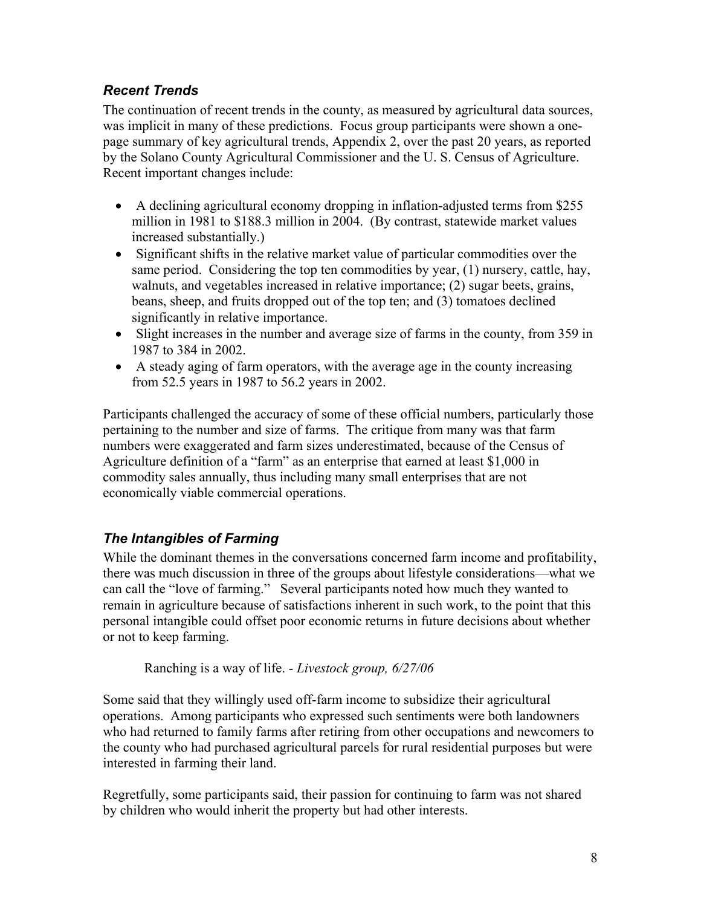### *Recent Trends*

The continuation of recent trends in the county, as measured by agricultural data sources, was implicit in many of these predictions. Focus group participants were shown a one-page summary of key agricultural trends, Appendix 2, over the past 20 years, as reported by the Solano County Agricultural Commissioner and the U. S. Census of Agriculture. Recent important changes include:

- A declining agricultural economy dropping in inflation-adjusted terms from $255 million in 1981 to $188.3 million in 2004. (By contrast, statewide market values increased substantially.)
- Significant shifts in the relative market value of particular commodities over the same period. Considering the top ten commodities by year, (1) nursery, cattle, hay, walnuts, and vegetables increased in relative importance; (2) sugar beets, grains, beans, sheep, and fruits dropped out of the top ten; and (3) tomatoes declined significantly in relative importance.
- Slight increases in the number and average size of farms in the county, from 359 in 1987 to 384 in 2002.
- A steady aging of farm operators, with the average age in the county increasing from 52.5 years in 1987 to 56.2 years in 2002.

Participants challenged the accuracy of some of these official numbers, particularly those pertaining to the number and size of farms. The critique from many was that farm numbers were exaggerated and farm sizes underestimated, because of the Census of Agriculture definition of a "farm" as an enterprise that earned at least $1,000 in commodity sales annually, thus including many small enterprises that are not economically viable commercial operations.

### *The Intangibles of Farming*

While the dominant themes in the conversations concerned farm income and profitability, there was much discussion in three of the groups about lifestyle considerations—what we can call the "love of farming." Several participants noted how much they wanted to remain in agriculture because of satisfactions inherent in such work, to the point that this personal intangible could offset poor economic returns in future decisions about whether or not to keep farming.

> Ranching is a way of life. - *Livestock group, 6/27/06*

Some said that they willingly used off-farm income to subsidize their agricultural operations. Among participants who expressed such sentiments were both landowners who had returned to family farms after retiring from other occupations and newcomers to the county who had purchased agricultural parcels for rural residential purposes but were interested in farming their land.

Regretfully, some participants said, their passion for continuing to farm was not shared by children who would inherit the property but had other interests.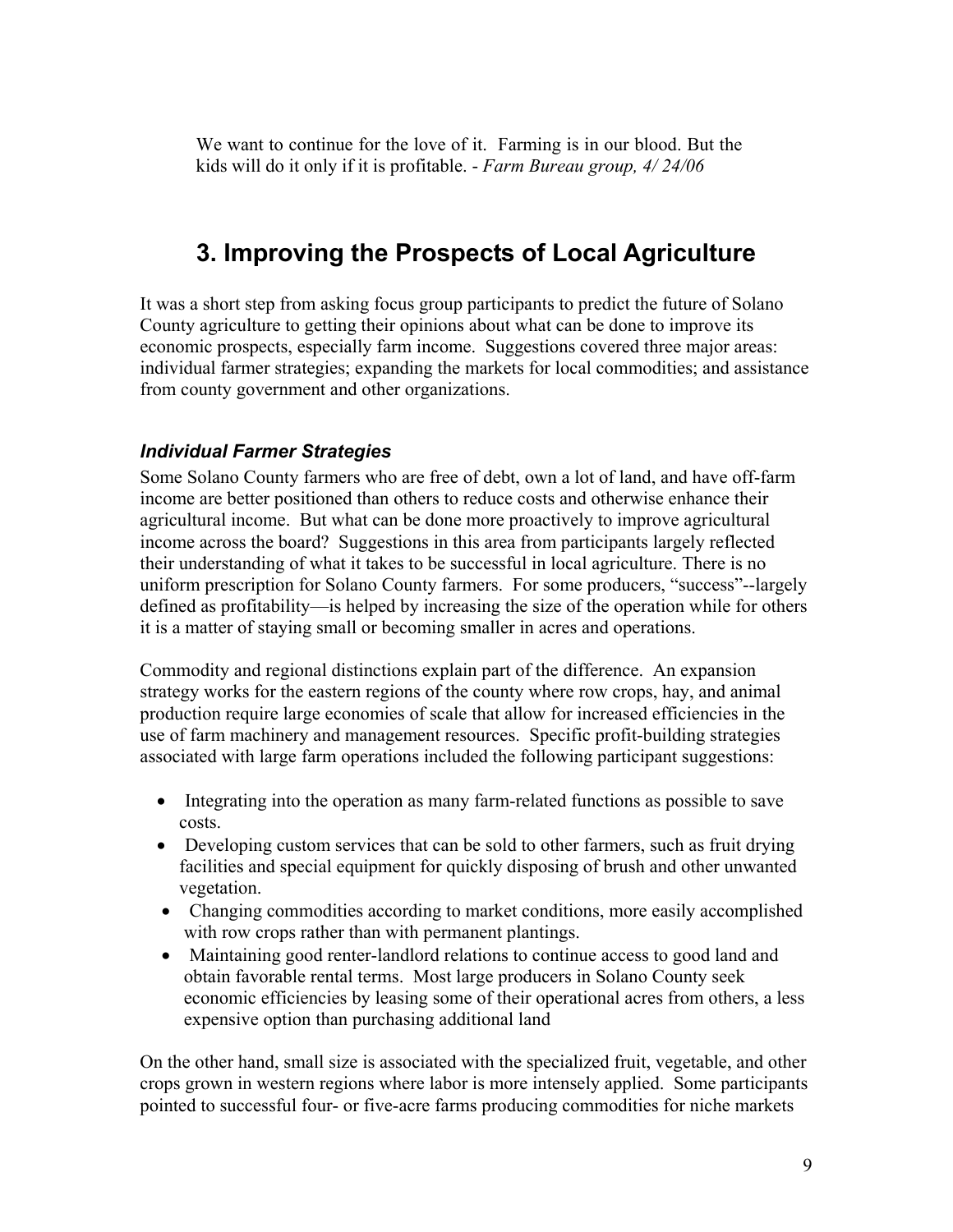We want to continue for the love of it. Farming is in our blood. But the kids will do it only if it is profitable. - *Farm Bureau group, 4/ 24/06*

## 3. Improving the Prospects of Local Agriculture

It was a short step from asking focus group participants to predict the future of Solano County agriculture to getting their opinions about what can be done to improve its economic prospects, especially farm income. Suggestions covered three major areas: individual farmer strategies; expanding the markets for local commodities; and assistance from county government and other organizations.

### *Individual Farmer Strategies*

Some Solano County farmers who are free of debt, own a lot of land, and have off-farm income are better positioned than others to reduce costs and otherwise enhance their agricultural income. But what can be done more proactively to improve agricultural income across the board? Suggestions in this area from participants largely reflected their understanding of what it takes to be successful in local agriculture. There is no uniform prescription for Solano County farmers. For some producers, "success"--largely defined as profitability—is helped by increasing the size of the operation while for others it is a matter of staying small or becoming smaller in acres and operations.

Commodity and regional distinctions explain part of the difference. An expansion strategy works for the eastern regions of the county where row crops, hay, and animal production require large economies of scale that allow for increased efficiencies in the use of farm machinery and management resources. Specific profit-building strategies associated with large farm operations included the following participant suggestions:

- Integrating into the operation as many farm-related functions as possible to save costs.
- Developing custom services that can be sold to other farmers, such as fruit drying facilities and special equipment for quickly disposing of brush and other unwanted vegetation.
- Changing commodities according to market conditions, more easily accomplished with row crops rather than with permanent plantings.
- Maintaining good renter-landlord relations to continue access to good land and obtain favorable rental terms. Most large producers in Solano County seek economic efficiencies by leasing some of their operational acres from others, a less expensive option than purchasing additional land

On the other hand, small size is associated with the specialized fruit, vegetable, and other crops grown in western regions where labor is more intensely applied. Some participants pointed to successful four- or five-acre farms producing commodities for niche markets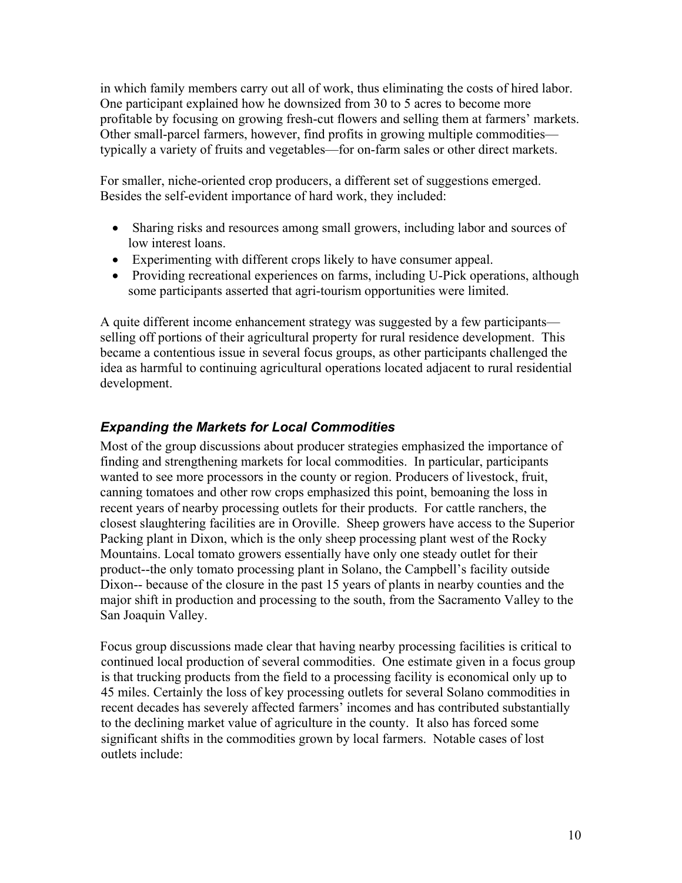in which family members carry out all of work, thus eliminating the costs of hired labor. One participant explained how he downsized from 30 to 5 acres to become more profitable by focusing on growing fresh-cut flowers and selling them at farmers' markets. Other small-parcel farmers, however, find profits in growing multiple commodities—typically a variety of fruits and vegetables—for on-farm sales or other direct markets.

For smaller, niche-oriented crop producers, a different set of suggestions emerged. Besides the self-evident importance of hard work, they included:

- Sharing risks and resources among small growers, including labor and sources of low interest loans.
- Experimenting with different crops likely to have consumer appeal.
- Providing recreational experiences on farms, including U-Pick operations, although some participants asserted that agri-tourism opportunities were limited.

A quite different income enhancement strategy was suggested by a few participants—selling off portions of their agricultural property for rural residence development. This became a contentious issue in several focus groups, as other participants challenged the idea as harmful to continuing agricultural operations located adjacent to rural residential development.

### *Expanding the Markets for Local Commodities*

Most of the group discussions about producer strategies emphasized the importance of finding and strengthening markets for local commodities. In particular, participants wanted to see more processors in the county or region. Producers of livestock, fruit, canning tomatoes and other row crops emphasized this point, bemoaning the loss in recent years of nearby processing outlets for their products. For cattle ranchers, the closest slaughtering facilities are in Oroville. Sheep growers have access to the Superior Packing plant in Dixon, which is the only sheep processing plant west of the Rocky Mountains. Local tomato growers essentially have only one steady outlet for their product--the only tomato processing plant in Solano, the Campbell's facility outside Dixon-- because of the closure in the past 15 years of plants in nearby counties and the major shift in production and processing to the south, from the Sacramento Valley to the San Joaquin Valley.

Focus group discussions made clear that having nearby processing facilities is critical to continued local production of several commodities. One estimate given in a focus group is that trucking products from the field to a processing facility is economical only up to 45 miles. Certainly the loss of key processing outlets for several Solano commodities in recent decades has severely affected farmers' incomes and has contributed substantially to the declining market value of agriculture in the county. It also has forced some significant shifts in the commodities grown by local farmers. Notable cases of lost outlets include: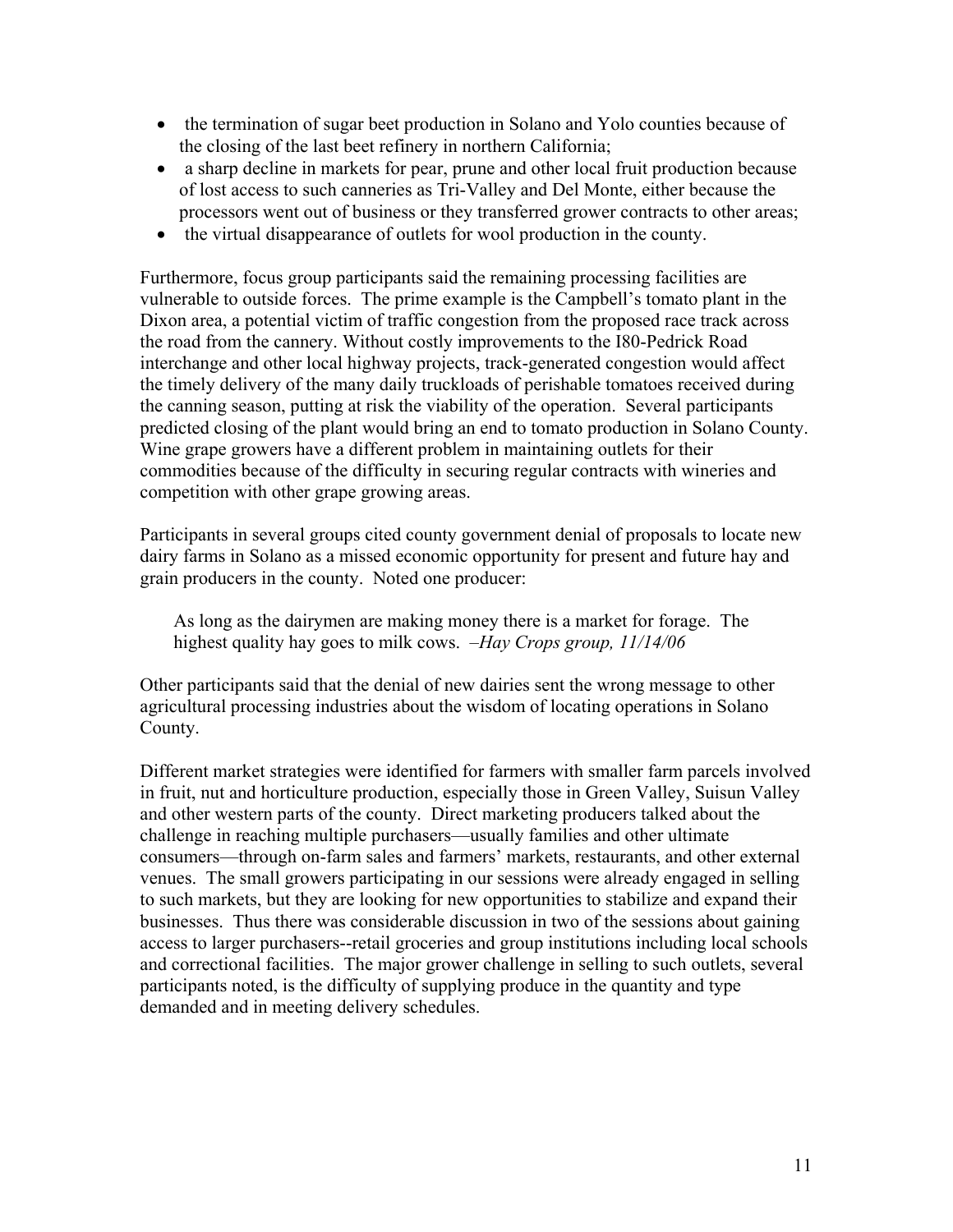- the termination of sugar beet production in Solano and Yolo counties because of the closing of the last beet refinery in northern California;
- a sharp decline in markets for pear, prune and other local fruit production because of lost access to such canneries as Tri-Valley and Del Monte, either because the processors went out of business or they transferred grower contracts to other areas;
- the virtual disappearance of outlets for wool production in the county.

Furthermore, focus group participants said the remaining processing facilities are vulnerable to outside forces. The prime example is the Campbell's tomato plant in the Dixon area, a potential victim of traffic congestion from the proposed race track across the road from the cannery. Without costly improvements to the I80-Pedrick Road interchange and other local highway projects, track-generated congestion would affect the timely delivery of the many daily truckloads of perishable tomatoes received during the canning season, putting at risk the viability of the operation. Several participants predicted closing of the plant would bring an end to tomato production in Solano County. Wine grape growers have a different problem in maintaining outlets for their commodities because of the difficulty in securing regular contracts with wineries and competition with other grape growing areas.

Participants in several groups cited county government denial of proposals to locate new dairy farms in Solano as a missed economic opportunity for present and future hay and grain producers in the county. Noted one producer:

> As long as the dairymen are making money there is a market for forage. The highest quality hay goes to milk cows. *–Hay Crops group, 11/14/06*

Other participants said that the denial of new dairies sent the wrong message to other agricultural processing industries about the wisdom of locating operations in Solano County.

Different market strategies were identified for farmers with smaller farm parcels involved in fruit, nut and horticulture production, especially those in Green Valley, Suisun Valley and other western parts of the county. Direct marketing producers talked about the challenge in reaching multiple purchasers—usually families and other ultimate consumers—through on-farm sales and farmers' markets, restaurants, and other external venues. The small growers participating in our sessions were already engaged in selling to such markets, but they are looking for new opportunities to stabilize and expand their businesses. Thus there was considerable discussion in two of the sessions about gaining access to larger purchasers--retail groceries and group institutions including local schools and correctional facilities. The major grower challenge in selling to such outlets, several participants noted, is the difficulty of supplying produce in the quantity and type demanded and in meeting delivery schedules.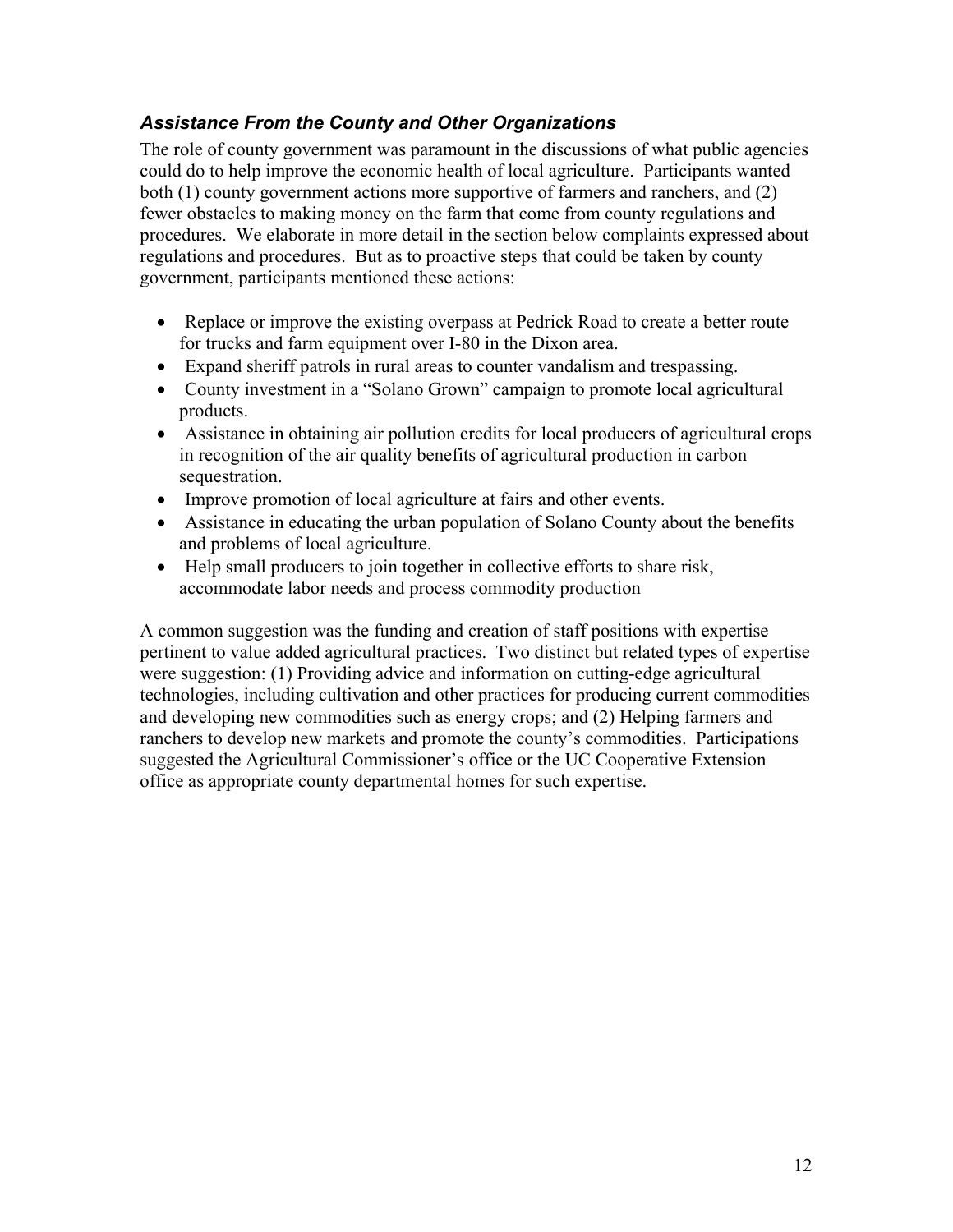### *Assistance From the County and Other Organizations*

The role of county government was paramount in the discussions of what public agencies could do to help improve the economic health of local agriculture. Participants wanted both (1) county government actions more supportive of farmers and ranchers, and (2) fewer obstacles to making money on the farm that come from county regulations and procedures. We elaborate in more detail in the section below complaints expressed about regulations and procedures. But as to proactive steps that could be taken by county government, participants mentioned these actions:

- Replace or improve the existing overpass at Pedrick Road to create a better route for trucks and farm equipment over I-80 in the Dixon area.
- Expand sheriff patrols in rural areas to counter vandalism and trespassing.
- County investment in a "Solano Grown" campaign to promote local agricultural products.
- Assistance in obtaining air pollution credits for local producers of agricultural crops in recognition of the air quality benefits of agricultural production in carbon sequestration.
- Improve promotion of local agriculture at fairs and other events.
- Assistance in educating the urban population of Solano County about the benefits and problems of local agriculture.
- Help small producers to join together in collective efforts to share risk, accommodate labor needs and process commodity production

A common suggestion was the funding and creation of staff positions with expertise pertinent to value added agricultural practices. Two distinct but related types of expertise were suggestion: (1) Providing advice and information on cutting-edge agricultural technologies, including cultivation and other practices for producing current commodities and developing new commodities such as energy crops; and (2) Helping farmers and ranchers to develop new markets and promote the county's commodities. Participations suggested the Agricultural Commissioner's office or the UC Cooperative Extension office as appropriate county departmental homes for such expertise.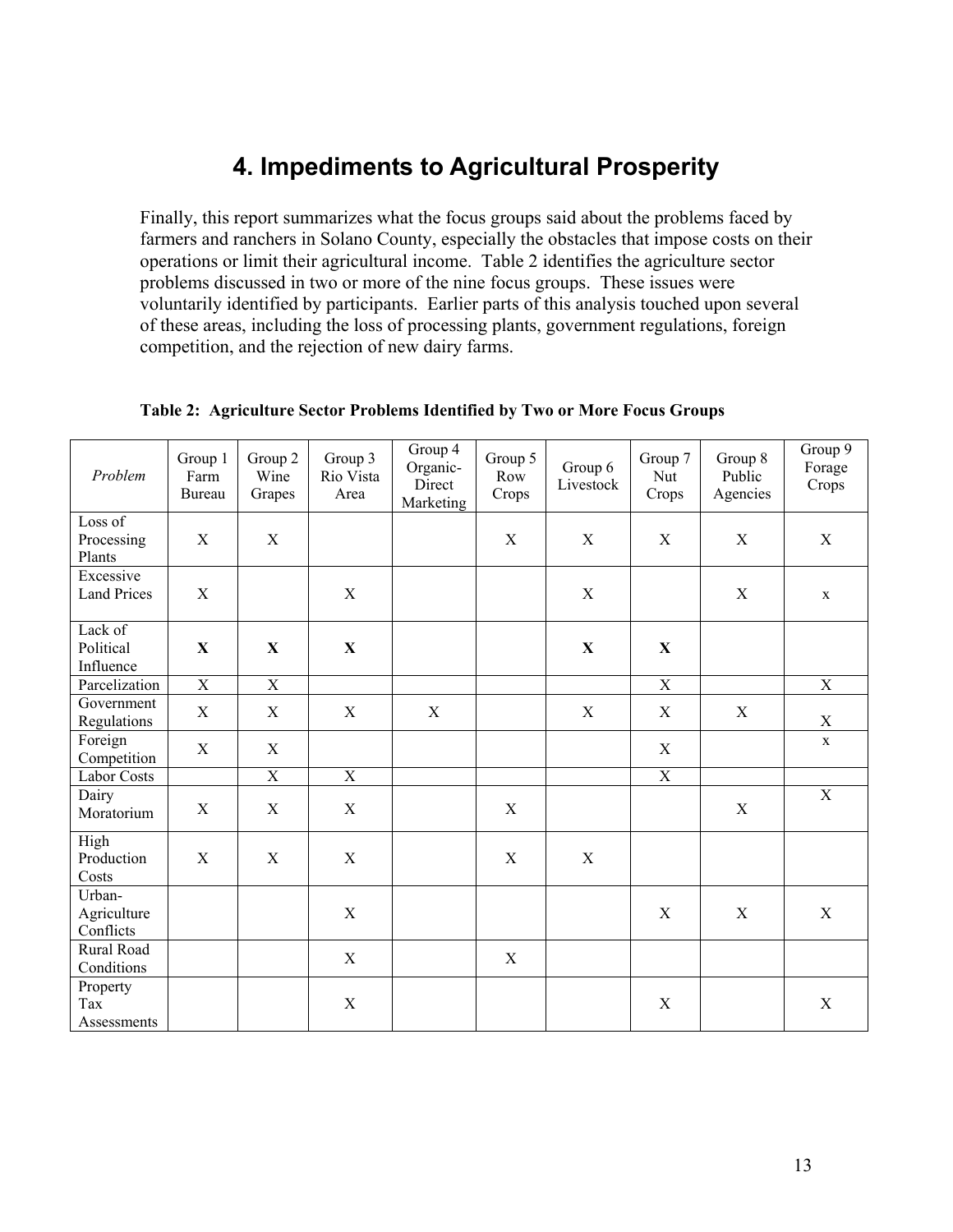# 4. Impediments to Agricultural Prosperity

Finally, this report summarizes what the focus groups said about the problems faced by farmers and ranchers in Solano County, especially the obstacles that impose costs on their operations or limit their agricultural income. Table 2 identifies the agriculture sector problems discussed in two or more of the nine focus groups. These issues were voluntarily identified by participants. Earlier parts of this analysis touched upon several of these areas, including the loss of processing plants, government regulations, foreign competition, and the rejection of new dairy farms.

**Table 2: Agriculture Sector Problems Identified by Two or More Focus Groups**

| *Problem* | Group 1 Farm Bureau | Group 2 Wine Grapes | Group 3 Rio Vista Area | Group 4 Organic-Direct Marketing | Group 5 Row Crops | Group 6 Livestock | Group 7 Nut Crops | Group 8 Public Agencies | Group 9 Forage Crops |
|---|---|---|---|---|---|---|---|---|---|
| Loss of Processing Plants | X | X | | | X | X | X | X | X |
| Excessive Land Prices | X | | X | | | X | | X | x |
| Lack of Political Influence | **X** | **X** | **X** | | | **X** | **X** | | |
| Parcelization | X | X | | | | | X | | X |
| Government Regulations | X | X | X | X | | X | X | X | X |
| Foreign Competition | X | X | | | | | X | | x |
| Labor Costs | | X | X | | | | X | | |
| Dairy Moratorium | X | X | X | | X | | | X | X |
| High Production Costs | X | X | X | | X | X | | | |
| Urban-Agriculture Conflicts | | | X | | | | X | X | X |
| Rural Road Conditions | | | X | | X | | | | |
| Property Tax Assessments | | | X | | | | X | | X |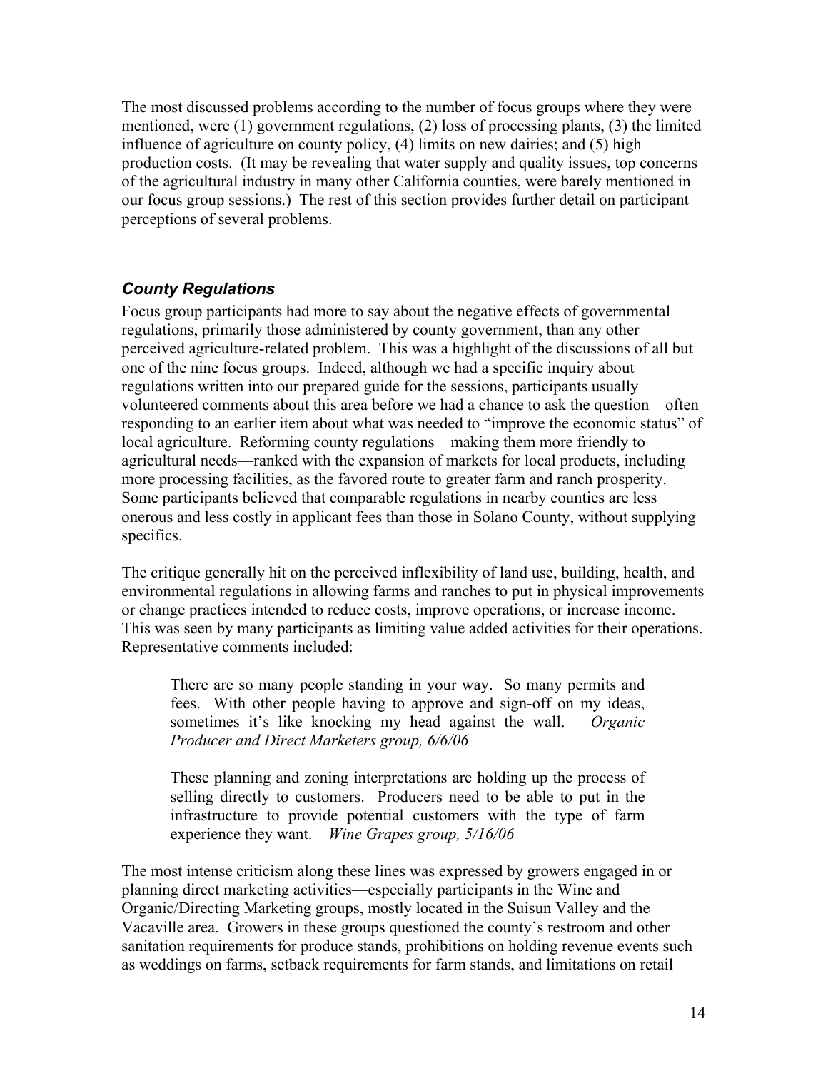The most discussed problems according to the number of focus groups where they were mentioned, were (1) government regulations, (2) loss of processing plants, (3) the limited influence of agriculture on county policy, (4) limits on new dairies; and (5) high production costs. (It may be revealing that water supply and quality issues, top concerns of the agricultural industry in many other California counties, were barely mentioned in our focus group sessions.) The rest of this section provides further detail on participant perceptions of several problems.

### *County Regulations*

Focus group participants had more to say about the negative effects of governmental regulations, primarily those administered by county government, than any other perceived agriculture-related problem. This was a highlight of the discussions of all but one of the nine focus groups. Indeed, although we had a specific inquiry about regulations written into our prepared guide for the sessions, participants usually volunteered comments about this area before we had a chance to ask the question—often responding to an earlier item about what was needed to "improve the economic status" of local agriculture. Reforming county regulations—making them more friendly to agricultural needs—ranked with the expansion of markets for local products, including more processing facilities, as the favored route to greater farm and ranch prosperity. Some participants believed that comparable regulations in nearby counties are less onerous and less costly in applicant fees than those in Solano County, without supplying specifics.

The critique generally hit on the perceived inflexibility of land use, building, health, and environmental regulations in allowing farms and ranches to put in physical improvements or change practices intended to reduce costs, improve operations, or increase income. This was seen by many participants as limiting value added activities for their operations. Representative comments included:

> There are so many people standing in your way. So many permits and fees. With other people having to approve and sign-off on my ideas, sometimes it's like knocking my head against the wall. – *Organic Producer and Direct Marketers group, 6/6/06*

> These planning and zoning interpretations are holding up the process of selling directly to customers. Producers need to be able to put in the infrastructure to provide potential customers with the type of farm experience they want. – *Wine Grapes group, 5/16/06*

The most intense criticism along these lines was expressed by growers engaged in or planning direct marketing activities—especially participants in the Wine and Organic/Directing Marketing groups, mostly located in the Suisun Valley and the Vacaville area. Growers in these groups questioned the county's restroom and other sanitation requirements for produce stands, prohibitions on holding revenue events such as weddings on farms, setback requirements for farm stands, and limitations on retail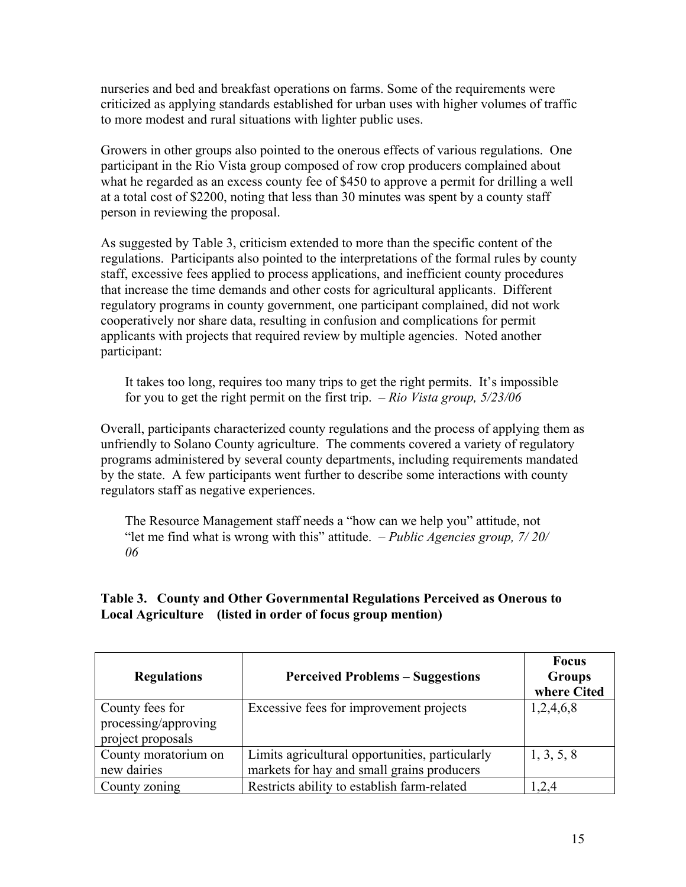nurseries and bed and breakfast operations on farms. Some of the requirements were criticized as applying standards established for urban uses with higher volumes of traffic to more modest and rural situations with lighter public uses.

Growers in other groups also pointed to the onerous effects of various regulations. One participant in the Rio Vista group composed of row crop producers complained about what he regarded as an excess county fee of $450 to approve a permit for drilling a well at a total cost of $2200, noting that less than 30 minutes was spent by a county staff person in reviewing the proposal.

As suggested by Table 3, criticism extended to more than the specific content of the regulations. Participants also pointed to the interpretations of the formal rules by county staff, excessive fees applied to process applications, and inefficient county procedures that increase the time demands and other costs for agricultural applicants. Different regulatory programs in county government, one participant complained, did not work cooperatively nor share data, resulting in confusion and complications for permit applicants with projects that required review by multiple agencies. Noted another participant:

> It takes too long, requires too many trips to get the right permits. It's impossible for you to get the right permit on the first trip. *– Rio Vista group, 5/23/06*

Overall, participants characterized county regulations and the process of applying them as unfriendly to Solano County agriculture. The comments covered a variety of regulatory programs administered by several county departments, including requirements mandated by the state. A few participants went further to describe some interactions with county regulators staff as negative experiences.

> The Resource Management staff needs a "how can we help you" attitude, not "let me find what is wrong with this" attitude. *– Public Agencies group, 7/ 20/ 06*

**Table 3. County and Other Governmental Regulations Perceived as Onerous to Local Agriculture (listed in order of focus group mention)**

| Regulations | Perceived Problems – Suggestions | Focus Groups where Cited |
|---|---|---|
| County fees for processing/approving project proposals | Excessive fees for improvement projects | 1,2,4,6,8 |
| County moratorium on new dairies | Limits agricultural opportunities, particularly markets for hay and small grains producers | 1, 3, 5, 8 |
| County zoning | Restricts ability to establish farm-related | 1,2,4 |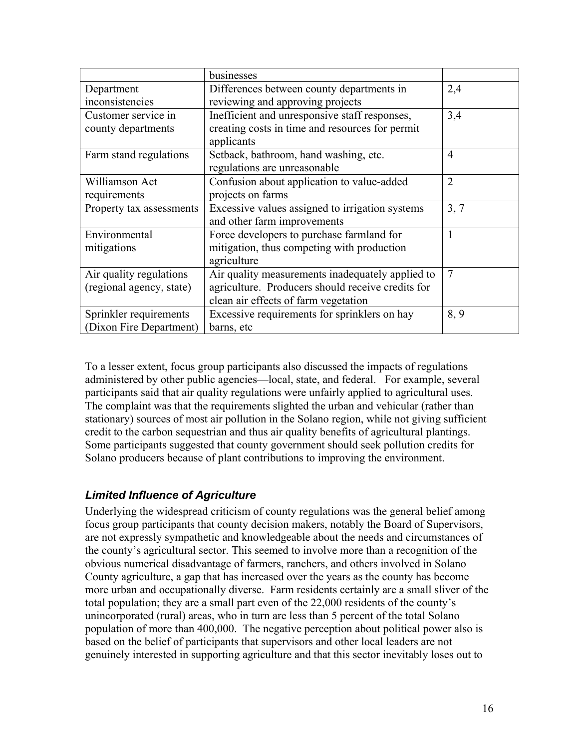| | businesses | |
|---|---|---|
| Department inconsistencies | Differences between county departments in reviewing and approving projects | 2,4 |
| Customer service in county departments | Inefficient and unresponsive staff responses, creating costs in time and resources for permit applicants | 3,4 |
| Farm stand regulations | Setback, bathroom, hand washing, etc. regulations are unreasonable | 4 |
| Williamson Act requirements | Confusion about application to value-added projects on farms | 2 |
| Property tax assessments | Excessive values assigned to irrigation systems and other farm improvements | 3, 7 |
| Environmental mitigations | Force developers to purchase farmland for mitigation, thus competing with production agriculture | 1 |
| Air quality regulations (regional agency, state) | Air quality measurements inadequately applied to agriculture. Producers should receive credits for clean air effects of farm vegetation | 7 |
| Sprinkler requirements (Dixon Fire Department) | Excessive requirements for sprinklers on hay barns, etc | 8, 9 |

To a lesser extent, focus group participants also discussed the impacts of regulations administered by other public agencies—local, state, and federal. For example, several participants said that air quality regulations were unfairly applied to agricultural uses. The complaint was that the requirements slighted the urban and vehicular (rather than stationary) sources of most air pollution in the Solano region, while not giving sufficient credit to the carbon sequestrian and thus air quality benefits of agricultural plantings. Some participants suggested that county government should seek pollution credits for Solano producers because of plant contributions to improving the environment.

### *Limited Influence of Agriculture*

Underlying the widespread criticism of county regulations was the general belief among focus group participants that county decision makers, notably the Board of Supervisors, are not expressly sympathetic and knowledgeable about the needs and circumstances of the county's agricultural sector. This seemed to involve more than a recognition of the obvious numerical disadvantage of farmers, ranchers, and others involved in Solano County agriculture, a gap that has increased over the years as the county has become more urban and occupationally diverse. Farm residents certainly are a small sliver of the total population; they are a small part even of the 22,000 residents of the county's unincorporated (rural) areas, who in turn are less than 5 percent of the total Solano population of more than 400,000. The negative perception about political power also is based on the belief of participants that supervisors and other local leaders are not genuinely interested in supporting agriculture and that this sector inevitably loses out to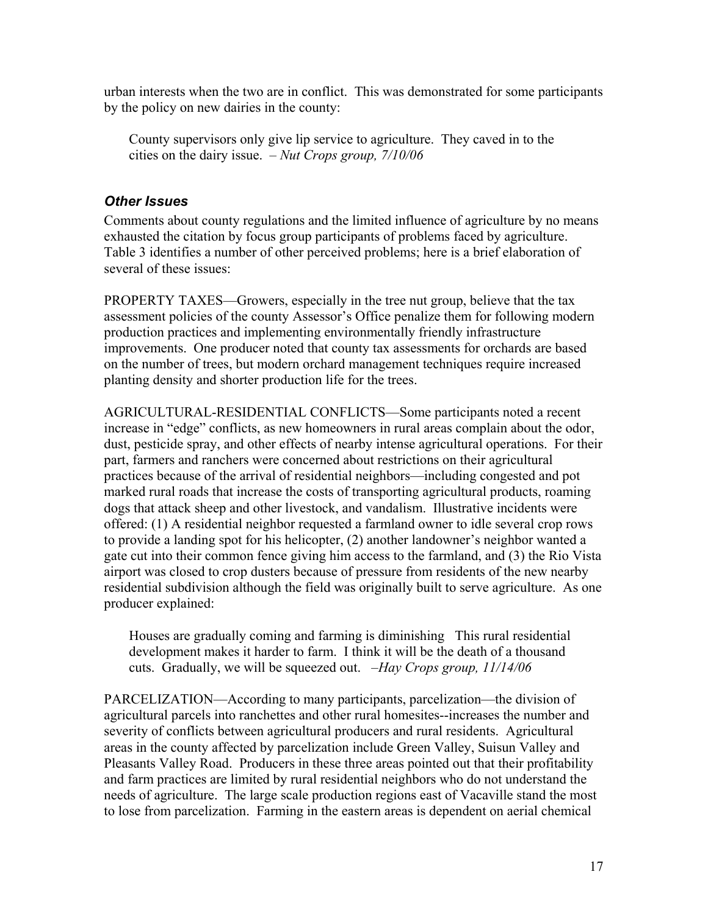urban interests when the two are in conflict. This was demonstrated for some participants by the policy on new dairies in the county:

> County supervisors only give lip service to agriculture. They caved in to the cities on the dairy issue. – *Nut Crops group, 7/10/06*

### *Other Issues*

Comments about county regulations and the limited influence of agriculture by no means exhausted the citation by focus group participants of problems faced by agriculture. Table 3 identifies a number of other perceived problems; here is a brief elaboration of several of these issues:

PROPERTY TAXES—Growers, especially in the tree nut group, believe that the tax assessment policies of the county Assessor's Office penalize them for following modern production practices and implementing environmentally friendly infrastructure improvements. One producer noted that county tax assessments for orchards are based on the number of trees, but modern orchard management techniques require increased planting density and shorter production life for the trees.

AGRICULTURAL-RESIDENTIAL CONFLICTS—Some participants noted a recent increase in "edge" conflicts, as new homeowners in rural areas complain about the odor, dust, pesticide spray, and other effects of nearby intense agricultural operations. For their part, farmers and ranchers were concerned about restrictions on their agricultural practices because of the arrival of residential neighbors—including congested and pot marked rural roads that increase the costs of transporting agricultural products, roaming dogs that attack sheep and other livestock, and vandalism. Illustrative incidents were offered: (1) A residential neighbor requested a farmland owner to idle several crop rows to provide a landing spot for his helicopter, (2) another landowner's neighbor wanted a gate cut into their common fence giving him access to the farmland, and (3) the Rio Vista airport was closed to crop dusters because of pressure from residents of the new nearby residential subdivision although the field was originally built to serve agriculture. As one producer explained:

> Houses are gradually coming and farming is diminishing This rural residential development makes it harder to farm. I think it will be the death of a thousand cuts. Gradually, we will be squeezed out. *–Hay Crops group, 11/14/06*

PARCELIZATION—According to many participants, parcelization—the division of agricultural parcels into ranchettes and other rural homesites--increases the number and severity of conflicts between agricultural producers and rural residents. Agricultural areas in the county affected by parcelization include Green Valley, Suisun Valley and Pleasants Valley Road. Producers in these three areas pointed out that their profitability and farm practices are limited by rural residential neighbors who do not understand the needs of agriculture. The large scale production regions east of Vacaville stand the most to lose from parcelization. Farming in the eastern areas is dependent on aerial chemical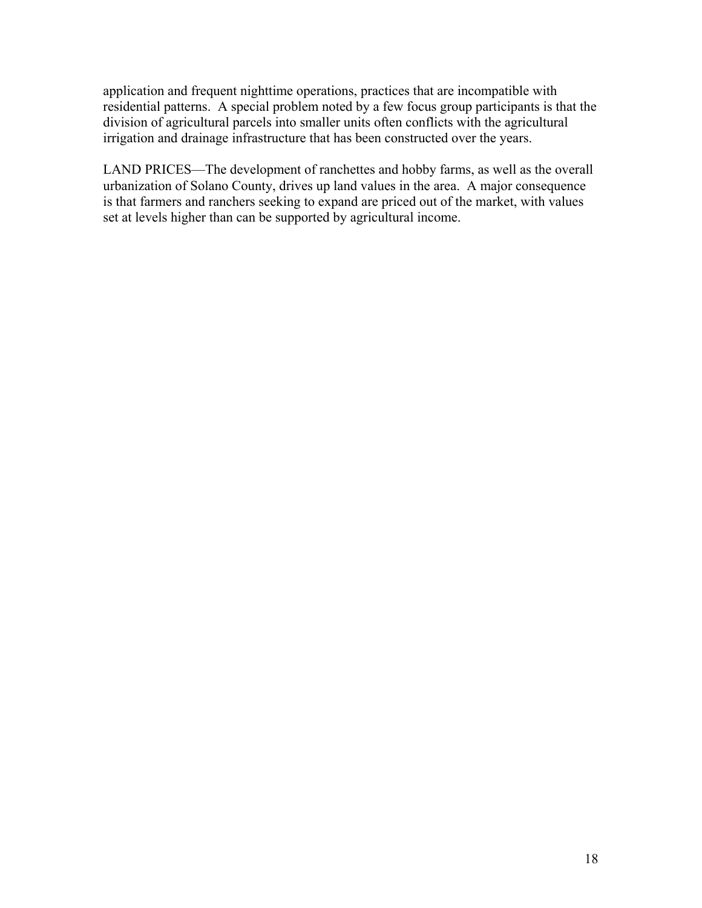application and frequent nighttime operations, practices that are incompatible with residential patterns.  A special problem noted by a few focus group participants is that the division of agricultural parcels into smaller units often conflicts with the agricultural irrigation and drainage infrastructure that has been constructed over the years.

LAND PRICES—The development of ranchettes and hobby farms, as well as the overall urbanization of Solano County, drives up land values in the area.  A major consequence is that farmers and ranchers seeking to expand are priced out of the market, with values set at levels higher than can be supported by agricultural income.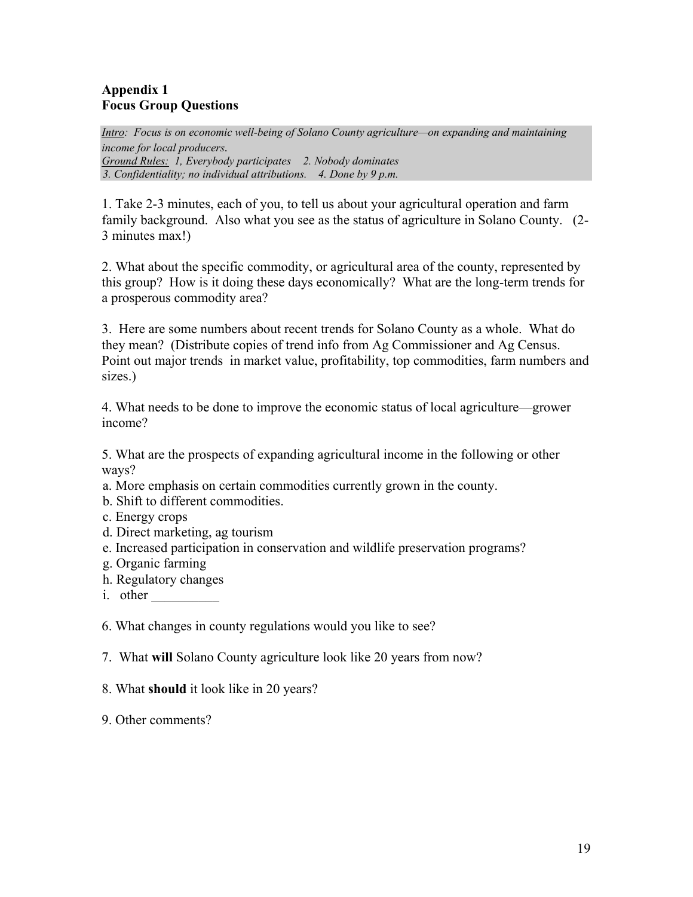## Appendix 1
## Focus Group Questions

*<u>Intro</u>: Focus is on economic well-being of Solano County agriculture—on expanding and maintaining income for local producers.*
*<u>Ground Rules:</u> 1, Everybody participates 2. Nobody dominates*
*3. Confidentiality; no individual attributions. 4. Done by 9 p.m.*

1. Take 2-3 minutes, each of you, to tell us about your agricultural operation and farm family background. Also what you see as the status of agriculture in Solano County. (2-3 minutes max!)

2. What about the specific commodity, or agricultural area of the county, represented by this group? How is it doing these days economically? What are the long-term trends for a prosperous commodity area?

3. Here are some numbers about recent trends for Solano County as a whole. What do they mean? (Distribute copies of trend info from Ag Commissioner and Ag Census. Point out major trends in market value, profitability, top commodities, farm numbers and sizes.)

4. What needs to be done to improve the economic status of local agriculture—grower income?

5. What are the prospects of expanding agricultural income in the following or other ways?
a. More emphasis on certain commodities currently grown in the county.
b. Shift to different commodities.
c. Energy crops
d. Direct marketing, ag tourism
e. Increased participation in conservation and wildlife preservation programs?
g. Organic farming
h. Regulatory changes
i. other __________

6. What changes in county regulations would you like to see?

7. What **will** Solano County agriculture look like 20 years from now?

8. What **should** it look like in 20 years?

9. Other comments?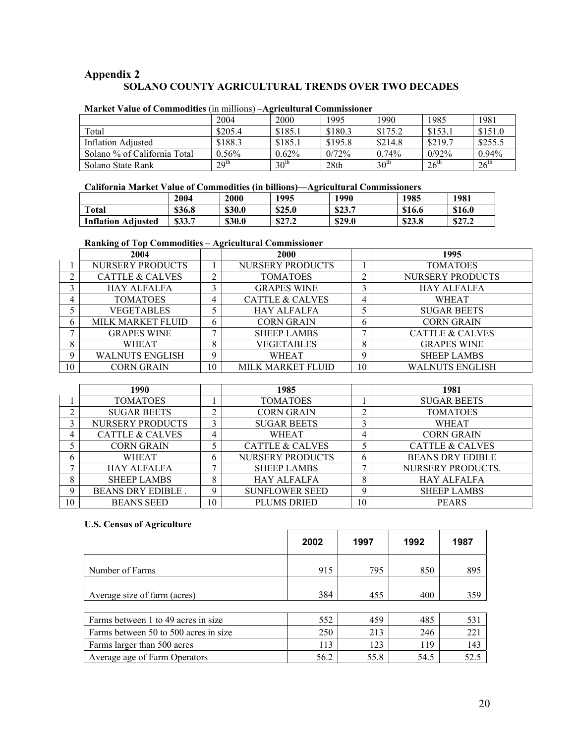## Appendix 2

### SOLANO COUNTY AGRICULTURAL TRENDS OVER TWO DECADES

**Market Value of Commodities** (in millions) –**Agricultural Commissioner**

| | 2004 | 2000 | 1995 | 1990 | 1985 | 1981 |
|---|---|---|---|---|---|---|
| Total | \$205.4 | \$185.1 | \$180.3 | \$175.2 | \$153.1 | \$151.0 |
| Inflation Adjusted | \$188.3 | \$185.1 | \$195.8 | \$214.8 | \$219.7 | \$255.5 |
| Solano % of California Total | 0.56% | 0.62% | 0/72% | 0.74% | 0/92% | 0.94% |
| Solano State Rank | 29th | 30th | 28th | 30th | 26th | 26th |

**California Market Value of Commodities (in billions)—Agricultural Commissioners**

| | 2004 | 2000 | 1995 | 1990 | 1985 | 1981 |
|---|---|---|---|---|---|---|
| **Total** | **\$36.8** | **\$30.0** | **\$25.0** | **\$23.7** | **\$16.6** | **\$16.0** |
| **Inflation Adjusted** | **\$33.7** | **\$30.0** | **\$27.2** | **\$29.0** | **\$23.8** | **\$27.2** |

**Ranking of Top Commodities – Agricultural Commissioner**

| | 2004 | | 2000 | | 1995 |
|---|---|---|---|---|---|
| 1 | NURSERY PRODUCTS | 1 | NURSERY PRODUCTS | 1 | TOMATOES |
| 2 | CATTLE & CALVES | 2 | TOMATOES | 2 | NURSERY PRODUCTS |
| 3 | HAY ALFALFA | 3 | GRAPES WINE | 3 | HAY ALFALFA |
| 4 | TOMATOES | 4 | CATTLE & CALVES | 4 | WHEAT |
| 5 | VEGETABLES | 5 | HAY ALFALFA | 5 | SUGAR BEETS |
| 6 | MILK MARKET FLUID | 6 | CORN GRAIN | 6 | CORN GRAIN |
| 7 | GRAPES WINE | 7 | SHEEP LAMBS | 7 | CATTLE & CALVES |
| 8 | WHEAT | 8 | VEGETABLES | 8 | GRAPES WINE |
| 9 | WALNUTS ENGLISH | 9 | WHEAT | 9 | SHEEP LAMBS |
| 10 | CORN GRAIN | 10 | MILK MARKET FLUID | 10 | WALNUTS ENGLISH |

| | 1990 | | 1985 | | 1981 |
|---|---|---|---|---|---|
| 1 | TOMATOES | 1 | TOMATOES | 1 | SUGAR BEETS |
| 2 | SUGAR BEETS | 2 | CORN GRAIN | 2 | TOMATOES |
| 3 | NURSERY PRODUCTS | 3 | SUGAR BEETS | 3 | WHEAT |
| 4 | CATTLE & CALVES | 4 | WHEAT | 4 | CORN GRAIN |
| 5 | CORN GRAIN | 5 | CATTLE & CALVES | 5 | CATTLE & CALVES |
| 6 | WHEAT | 6 | NURSERY PRODUCTS | 6 | BEANS DRY EDIBLE |
| 7 | HAY ALFALFA | 7 | SHEEP LAMBS | 7 | NURSERY PRODUCTS. |
| 8 | SHEEP LAMBS | 8 | HAY ALFALFA | 8 | HAY ALFALFA |
| 9 | BEANS DRY EDIBLE . | 9 | SUNFLOWER SEED | 9 | SHEEP LAMBS |
| 10 | BEANS SEED | 10 | PLUMS DRIED | 10 | PEARS |

**U.S. Census of Agriculture**

| | 2002 | 1997 | 1992 | 1987 |
|---|---|---|---|---|
| Number of Farms | 915 | 795 | 850 | 895 |
| Average size of farm (acres) | 384 | 455 | 400 | 359 |
| Farms between 1 to 49 acres in size | 552 | 459 | 485 | 531 |
| Farms between 50 to 500 acres in size | 250 | 213 | 246 | 221 |
| Farms larger than 500 acres | 113 | 123 | 119 | 143 |
| Average age of Farm Operators | 56.2 | 55.8 | 54.5 | 52.5 |